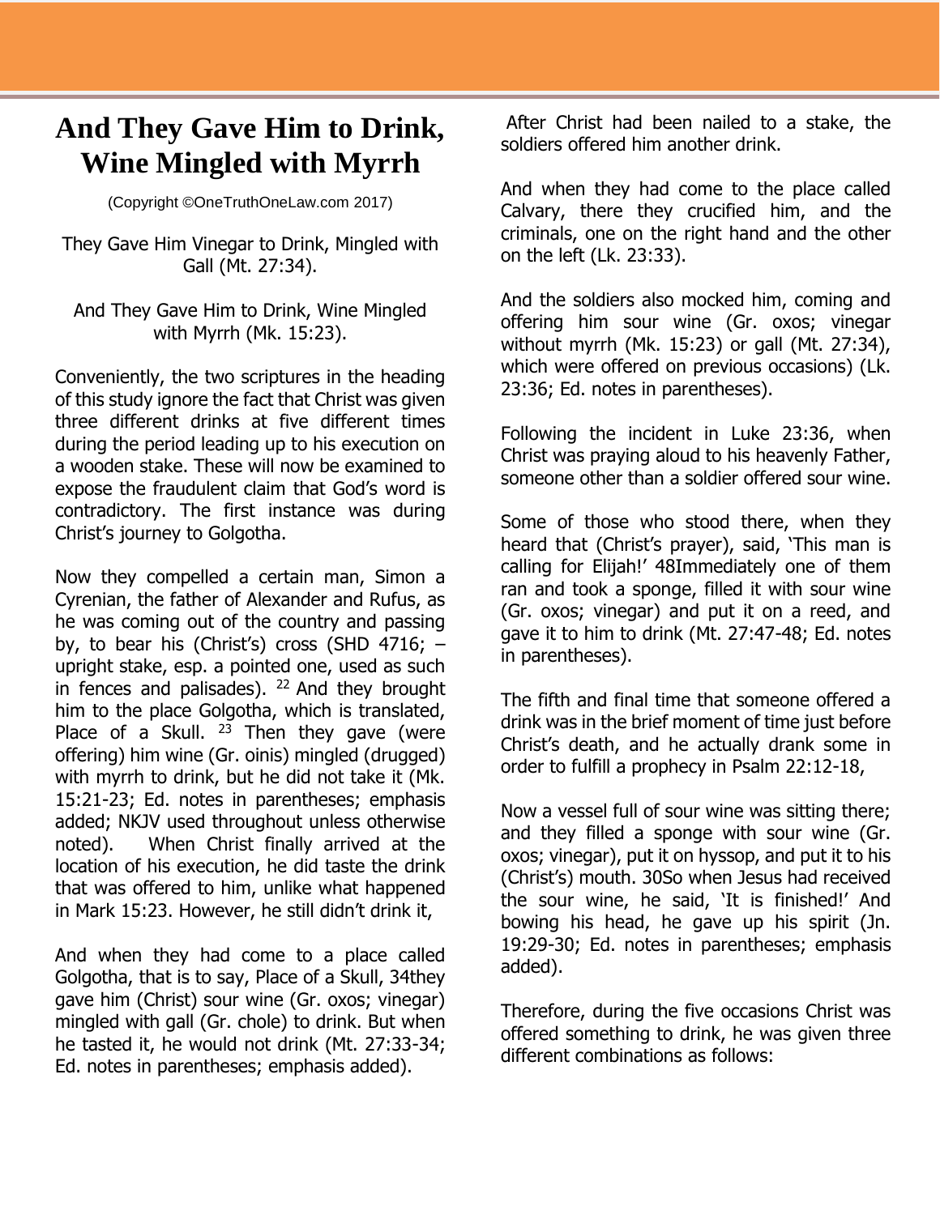# And They Gave Him to Drink, Wine Mingled with Myrrh

(Copyright ©OneTruthOneLaw.com 2017)

They Gave Him Vinegar to Drink, Mingled with Gall (Mt. 27:34).

And They Gave Him to Drink, Wine Mingled with Myrrh (Mk. 15:23).

Conveniently, the two scriptures in the heading of this study ignore the fact that Christ was given three different drinks at five different times during the period leading up to his execution on a wooden stake. These will now be examined to expose the fraudulent claim that God's word is contradictory. The first instance was during Christ's journey to Golgotha.

Now they compelled a certain man, Simon a Cyrenian, the father of Alexander and Rufus, as he was coming out of the country and passing by, to bear his (Christ's) cross (SHD 4716; – upright stake, esp. a pointed one, used as such in fences and palisades). [22] And they brought him to the place Golgotha, which is translated, Place of a Skull. [23] Then they gave (were offering) him wine (Gr. oinis) mingled (drugged) with myrrh to drink, but he did not take it (Mk. 15:21-23; Ed. notes in parentheses; emphasis added; NKJV used throughout unless otherwise noted). When Christ finally arrived at the location of his execution, he did taste the drink that was offered to him, unlike what happened in Mark 15:23. However, he still didn't drink it,

And when they had come to a place called Golgotha, that is to say, Place of a Skull, 34they gave him (Christ) sour wine (Gr. oxos; vinegar) mingled with gall (Gr. chole) to drink. But when he tasted it, he would not drink (Mt. 27:33-34; Ed. notes in parentheses; emphasis added).

After Christ had been nailed to a stake, the soldiers offered him another drink.

And when they had come to the place called Calvary, there they crucified him, and the criminals, one on the right hand and the other on the left (Lk. 23:33).

And the soldiers also mocked him, coming and offering him sour wine (Gr. oxos; vinegar without myrrh (Mk. 15:23) or gall (Mt. 27:34), which were offered on previous occasions) (Lk. 23:36; Ed. notes in parentheses).

Following the incident in Luke 23:36, when Christ was praying aloud to his heavenly Father, someone other than a soldier offered sour wine.

Some of those who stood there, when they heard that (Christ's prayer), said, 'This man is calling for Elijah!' 48Immediately one of them ran and took a sponge, filled it with sour wine (Gr. oxos; vinegar) and put it on a reed, and gave it to him to drink (Mt. 27:47-48; Ed. notes in parentheses).

The fifth and final time that someone offered a drink was in the brief moment of time just before Christ's death, and he actually drank some in order to fulfill a prophecy in Psalm 22:12-18,

Now a vessel full of sour wine was sitting there; and they filled a sponge with sour wine (Gr. oxos; vinegar), put it on hyssop, and put it to his (Christ's) mouth. 30So when Jesus had received the sour wine, he said, 'It is finished!' And bowing his head, he gave up his spirit (Jn. 19:29-30; Ed. notes in parentheses; emphasis added).

Therefore, during the five occasions Christ was offered something to drink, he was given three different combinations as follows: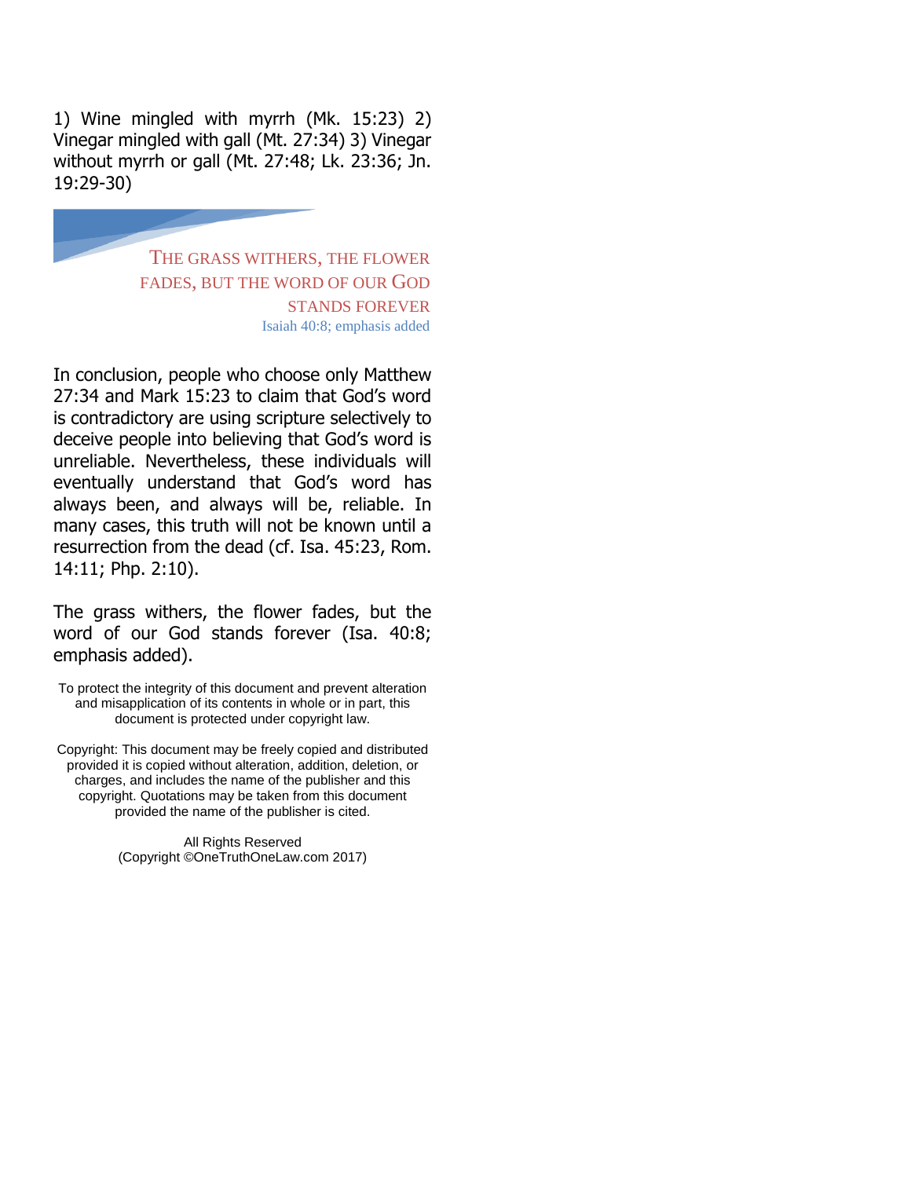1) Wine mingled with myrrh (Mk. 15:23) 2) Vinegar mingled with gall (Mt. 27:34) 3) Vinegar without myrrh or gall (Mt. 27:48; Lk. 23:36; Jn. 19:29-30)

> THE GRASS WITHERS, THE FLOWER FADES, BUT THE WORD OF OUR GOD STANDS FOREVER
>
> Isaiah 40:8; emphasis added

In conclusion, people who choose only Matthew 27:34 and Mark 15:23 to claim that God's word is contradictory are using scripture selectively to deceive people into believing that God's word is unreliable. Nevertheless, these individuals will eventually understand that God's word has always been, and always will be, reliable. In many cases, this truth will not be known until a resurrection from the dead (cf. Isa. 45:23, Rom. 14:11; Php. 2:10).

The grass withers, the flower fades, but the word of our God stands forever (Isa. 40:8; emphasis added).

To protect the integrity of this document and prevent alteration and misapplication of its contents in whole or in part, this document is protected under copyright law.

Copyright: This document may be freely copied and distributed provided it is copied without alteration, addition, deletion, or charges, and includes the name of the publisher and this copyright. Quotations may be taken from this document provided the name of the publisher is cited.

All Rights Reserved
(Copyright ©OneTruthOneLaw.com 2017)